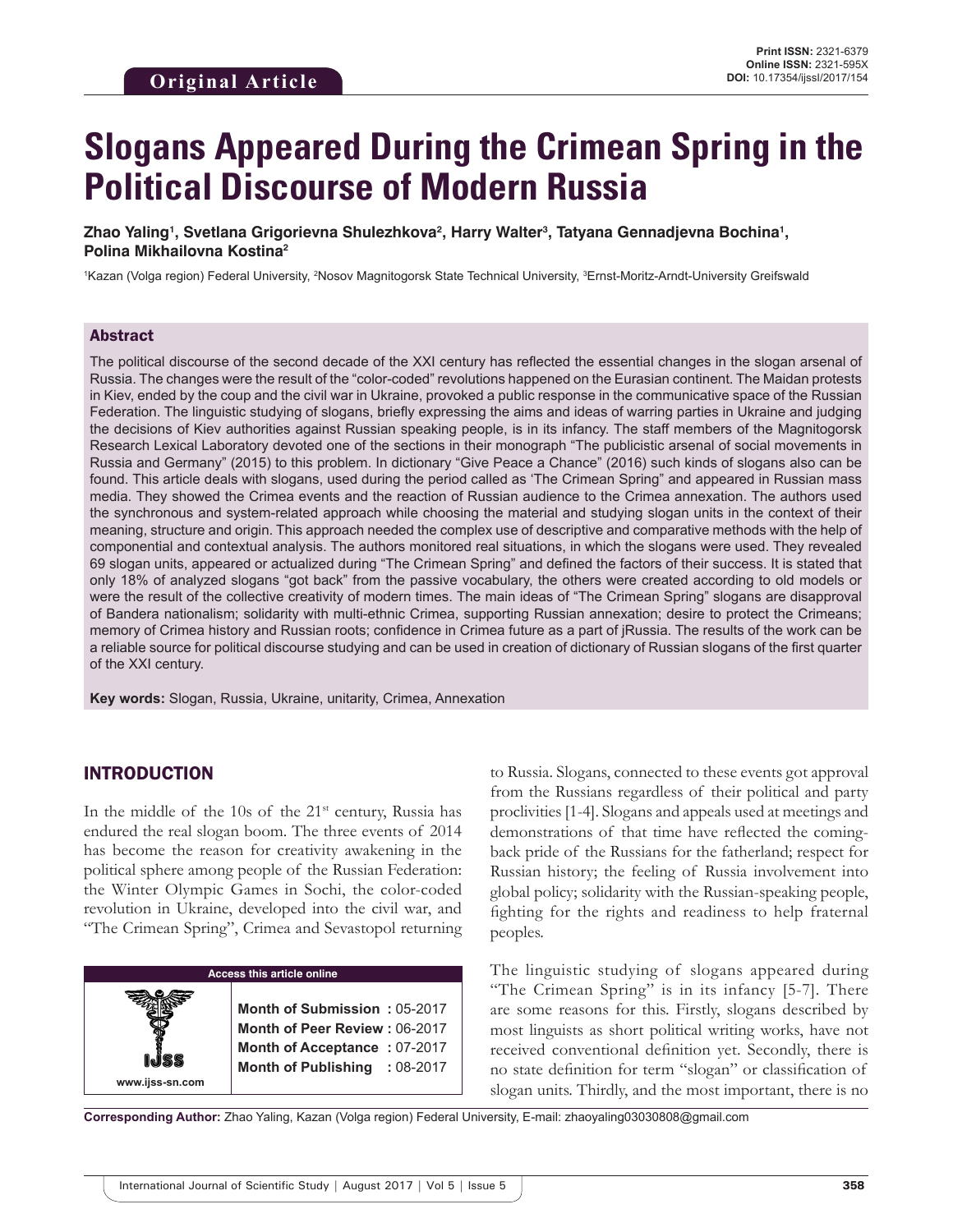Original Article

Print ISSN: 2321-6379
Online ISSN: 2321-595X
DOI: 10.17354/ijssl/2017/154

# Slogans Appeared During the Crimean Spring in the Political Discourse of Modern Russia

**Zhao Yaling[1], Svetlana Grigorievna Shulezhkova[2], Harry Walter[3], Tatyana Gennadjevna Bochina[1], Polina Mikhailovna Kostina[2]**

[1]Kazan (Volga region) Federal University, [2]Nosov Magnitogorsk State Technical University, [3]Ernst-Moritz-Arndt-University Greifswald

## Abstract

The political discourse of the second decade of the XXI century has reflected the essential changes in the slogan arsenal of Russia. The changes were the result of the "color-coded" revolutions happened on the Eurasian continent. The Maidan protests in Kiev, ended by the coup and the civil war in Ukraine, provoked a public response in the communicative space of the Russian Federation. The linguistic studying of slogans, briefly expressing the aims and ideas of warring parties in Ukraine and judging the decisions of Kiev authorities against Russian speaking people, is in its infancy. The staff members of the Magnitogorsk Research Lexical Laboratory devoted one of the sections in their monograph "The publicistic arsenal of social movements in Russia and Germany" (2015) to this problem. In dictionary "Give Peace a Chance" (2016) such kinds of slogans also can be found. This article deals with slogans, used during the period called as 'The Crimean Spring" and appeared in Russian mass media. They showed the Crimea events and the reaction of Russian audience to the Crimea annexation. The authors used the synchronous and system-related approach while choosing the material and studying slogan units in the context of their meaning, structure and origin. This approach needed the complex use of descriptive and comparative methods with the help of componential and contextual analysis. The authors monitored real situations, in which the slogans were used. They revealed 69 slogan units, appeared or actualized during "The Crimean Spring" and defined the factors of their success. It is stated that only 18% of analyzed slogans "got back" from the passive vocabulary, the others were created according to old models or were the result of the collective creativity of modern times. The main ideas of "The Crimean Spring" slogans are disapproval of Bandera nationalism; solidarity with multi-ethnic Crimea, supporting Russian annexation; desire to protect the Crimeans; memory of Crimea history and Russian roots; confidence in Crimea future as a part of jRussia. The results of the work can be a reliable source for political discourse studying and can be used in creation of dictionary of Russian slogans of the first quarter of the XXI century.

**Key words:** Slogan, Russia, Ukraine, unitarity, Crimea, Annexation

## INTRODUCTION

In the middle of the 10s of the 21st century, Russia has endured the real slogan boom. The three events of 2014 has become the reason for creativity awakening in the political sphere among people of the Russian Federation: the Winter Olympic Games in Sochi, the color-coded revolution in Ukraine, developed into the civil war, and "The Crimean Spring", Crimea and Sevastopol returning to Russia. Slogans, connected to these events got approval from the Russians regardless of their political and party proclivities [1-4]. Slogans and appeals used at meetings and demonstrations of that time have reflected the coming-back pride of the Russians for the fatherland; respect for Russian history; the feeling of Russia involvement into global policy; solidarity with the Russian-speaking people, fighting for the rights and readiness to help fraternal peoples.

| Access this article online | |
|---|---|
| www.ijss-sn.com | **Month of Submission :** 05-2017<br>**Month of Peer Review :** 06-2017<br>**Month of Acceptance :** 07-2017<br>**Month of Publishing :** 08-2017 |

The linguistic studying of slogans appeared during "The Crimean Spring" is in its infancy [5-7]. There are some reasons for this. Firstly, slogans described by most linguists as short political writing works, have not received conventional definition yet. Secondly, there is no state definition for term "slogan" or classification of slogan units. Thirdly, and the most important, there is no

**Corresponding Author:** Zhao Yaling, Kazan (Volga region) Federal University, E-mail: zhaoyaling03030808@gmail.com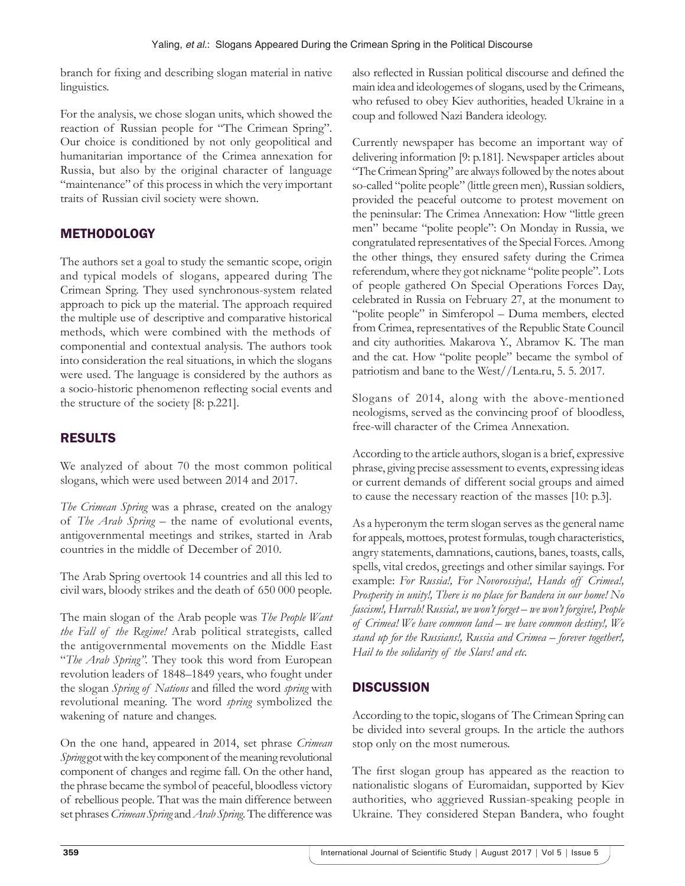branch for fixing and describing slogan material in native linguistics.

For the analysis, we chose slogan units, which showed the reaction of Russian people for "The Crimean Spring". Our choice is conditioned by not only geopolitical and humanitarian importance of the Crimea annexation for Russia, but also by the original character of language "maintenance" of this process in which the very important traits of Russian civil society were shown.

## METHODOLOGY

The authors set a goal to study the semantic scope, origin and typical models of slogans, appeared during The Crimean Spring. They used synchronous-system related approach to pick up the material. The approach required the multiple use of descriptive and comparative historical methods, which were combined with the methods of componential and contextual analysis. The authors took into consideration the real situations, in which the slogans were used. The language is considered by the authors as a socio-historic phenomenon reflecting social events and the structure of the society [8: p.221].

## RESULTS

We analyzed of about 70 the most common political slogans, which were used between 2014 and 2017.

*The Crimean Spring* was a phrase, created on the analogy of *The Arab Spring* – the name of evolutional events, antigovernmental meetings and strikes, started in Arab countries in the middle of December of 2010.

The Arab Spring overtook 14 countries and all this led to civil wars, bloody strikes and the death of 650 000 people.

The main slogan of the Arab people was *The People Want the Fall of the Regime!* Arab political strategists, called the antigovernmental movements on the Middle East "*The Arab Spring"*. They took this word from European revolution leaders of 1848–1849 years, who fought under the slogan *Spring of Nations* and filled the word *spring* with revolutional meaning. The word *spring* symbolized the wakening of nature and changes.

On the one hand, appeared in 2014, set phrase *Crimean Spring* got with the key component of the meaning revolutional component of changes and regime fall. On the other hand, the phrase became the symbol of peaceful, bloodless victory of rebellious people. That was the main difference between set phrases *Crimean Spring* and *Arab Spring*. The difference was also reflected in Russian political discourse and defined the main idea and ideologemes of slogans, used by the Crimeans, who refused to obey Kiev authorities, headed Ukraine in a coup and followed Nazi Bandera ideology.

Currently newspaper has become an important way of delivering information [9: p.181]. Newspaper articles about "The Crimean Spring" are always followed by the notes about so-called "polite people" (little green men), Russian soldiers, provided the peaceful outcome to protest movement on the peninsular: The Crimea Annexation: How "little green men" became "polite people": On Monday in Russia, we congratulated representatives of the Special Forces. Among the other things, they ensured safety during the Crimea referendum, where they got nickname "polite people". Lots of people gathered On Special Operations Forces Day, celebrated in Russia on February 27, at the monument to "polite people" in Simferopol – Duma members, elected from Crimea, representatives of the Republic State Council and city authorities. Makarova Y., Abramov K. The man and the cat. How "polite people" became the symbol of patriotism and bane to the West//Lenta.ru, 5. 5. 2017.

Slogans of 2014, along with the above-mentioned neologisms, served as the convincing proof of bloodless, free-will character of the Crimea Annexation.

According to the article authors, slogan is a brief, expressive phrase, giving precise assessment to events, expressing ideas or current demands of different social groups and aimed to cause the necessary reaction of the masses [10: p.3].

As a hyperonym the term slogan serves as the general name for appeals, mottoes, protest formulas, tough characteristics, angry statements, damnations, cautions, banes, toasts, calls, spells, vital credos, greetings and other similar sayings. For example: *For Russia!, For Novorossiya!, Hands off Crimea!, Prosperity in unity!, There is no place for Bandera in our home! No fascism!, Hurrah! Russia!, we won't forget – we won't forgive!, People of Crimea! We have common land – we have common destiny!, We stand up for the Russians!, Russia and Crimea – forever together!, Hail to the solidarity of the Slavs! and etc.*

## DISCUSSION

According to the topic, slogans of The Crimean Spring can be divided into several groups. In the article the authors stop only on the most numerous.

The first slogan group has appeared as the reaction to nationalistic slogans of Euromaidan, supported by Kiev authorities, who aggrieved Russian-speaking people in Ukraine. They considered Stepan Bandera, who fought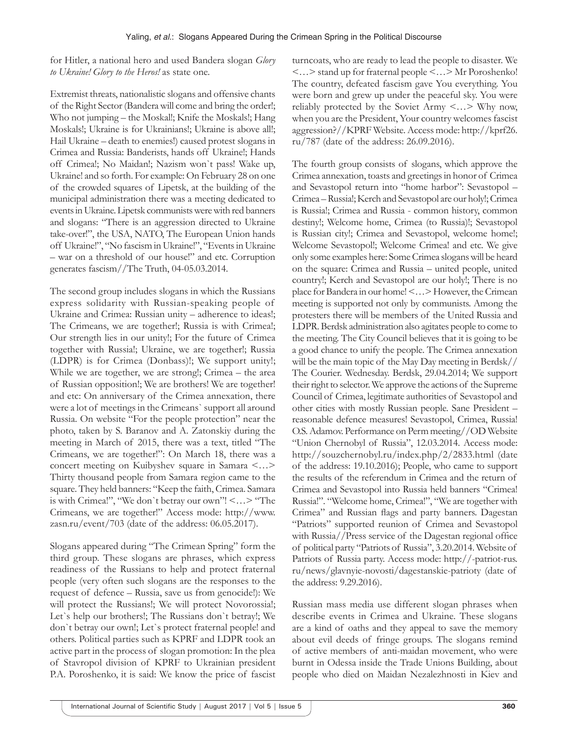for Hitler, a national hero and used Bandera slogan *Glory to Ukraine! Glory to the Heros!* as state one.

Extremist threats, nationalistic slogans and offensive chants of the Right Sector (Bandera will come and bring the order!; Who not jumping – the Moskal!; Knife the Moskals!; Hang Moskals!; Ukraine is for Ukrainians!; Ukraine is above all!; Hail Ukraine – death to enemies!) caused protest slogans in Crimea and Russia: Banderists, hands off Ukraine!; Hands off Crimea!; No Maidan!; Nazism won`t pass! Wake up, Ukraine! and so forth. For example: On February 28 on one of the crowded squares of Lipetsk, at the building of the municipal administration there was a meeting dedicated to events in Ukraine. Lipetsk communists were with red banners and slogans: "There is an aggression directed to Ukraine take-over!", the USA, NATO, The European Union hands off Ukraine!", "No fascism in Ukraine!", "Events in Ukraine – war on a threshold of our house!" and etc. Corruption generates fascism//The Truth, 04-05.03.2014.

The second group includes slogans in which the Russians express solidarity with Russian-speaking people of Ukraine and Crimea: Russian unity – adherence to ideas!; The Crimeans, we are together!; Russia is with Crimea!; Our strength lies in our unity!; For the future of Crimea together with Russia!; Ukraine, we are together!; Russia (LDPR) is for Crimea (Donbass)!; We support unity!; While we are together, we are strong!; Crimea – the area of Russian opposition!; We are brothers! We are together! and etc: On anniversary of the Crimea annexation, there were a lot of meetings in the Crimeans` support all around Russia. On website "For the people protection" near the photo, taken by S. Baranov and A. Zatonskiy during the meeting in March of 2015, there was a text, titled "The Crimeans, we are together!": On March 18, there was a concert meeting on Kuibyshev square in Samara <…> Thirty thousand people from Samara region came to the square. They held banners: "Keep the faith, Crimea. Samara is with Crimea!", "We don`t betray our own"! <…> "The Crimeans, we are together!" Access mode: http://www.zasn.ru/event/703 (date of the address: 06.05.2017).

Slogans appeared during "The Crimean Spring" form the third group. These slogans are phrases, which express readiness of the Russians to help and protect fraternal people (very often such slogans are the responses to the request of defence – Russia, save us from genocide!): We will protect the Russians!; We will protect Novorossia!; Let`s help our brothers!; The Russians don`t betray!; We don`t betray our own!; Let`s protect fraternal people! and others. Political parties such as KPRF and LDPR took an active part in the process of slogan promotion: In the plea of Stavropol division of KPRF to Ukrainian president P.A. Poroshenko, it is said: We know the price of fascist turncoats, who are ready to lead the people to disaster. We <…> stand up for fraternal people <…> Mr Poroshenko! The country, defeated fascism gave You everything. You were born and grew up under the peaceful sky. You were reliably protected by the Soviet Army <…> Why now, when you are the President, Your country welcomes fascist aggression?//KPRF Website. Access mode: http://kprf26.ru/787 (date of the address: 26.09.2016).

The fourth group consists of slogans, which approve the Crimea annexation, toasts and greetings in honor of Crimea and Sevastopol return into "home harbor": Sevastopol – Crimea – Russia!; Kerch and Sevastopol are our holy!; Crimea is Russia!; Crimea and Russia - common history, common destiny!; Welcome home, Crimea (to Russia)!; Sevastopol is Russian city!; Crimea and Sevastopol, welcome home!; Welcome Sevastopol!; Welcome Crimea! and etc. We give only some examples here: Some Crimea slogans will be heard on the square: Crimea and Russia – united people, united country!; Kerch and Sevastopol are our holy!; There is no place for Bandera in our home! <…> However, the Crimean meeting is supported not only by communists. Among the protesters there will be members of the United Russia and LDPR. Berdsk administration also agitates people to come to the meeting. The City Council believes that it is going to be a good chance to unify the people. The Crimea annexation will be the main topic of the May Day meeting in Berdsk// The Courier. Wednesday. Berdsk, 29.04.2014; We support their right to selector. We approve the actions of the Supreme Council of Crimea, legitimate authorities of Sevastopol and other cities with mostly Russian people. Sane President – reasonable defence measures! Sevastopol, Crimea, Russia! O.S. Adamov. Performance on Perm meeting//OD Website "Union Chernobyl of Russia", 12.03.2014. Access mode: http://souzchernobyl.ru/index.php/2/2833.html (date of the address: 19.10.2016); People, who came to support the results of the referendum in Crimea and the return of Crimea and Sevastopol into Russia held banners "Crimea! Russia!". "Welcome home, Crimea!", "We are together with Crimea" and Russian flags and party banners. Dagestan "Patriots" supported reunion of Crimea and Sevastopol with Russia//Press service of the Dagestan regional office of political party "Patriots of Russia", 3.20.2014. Website of Patriots of Russia party. Access mode: http://-patriot-rus.ru/news/glavnyie-novosti/dagestanskie-patrioty (date of the address: 9.29.2016).

Russian mass media use different slogan phrases when describe events in Crimea and Ukraine. These slogans are a kind of oaths and they appeal to save the memory about evil deeds of fringe groups. The slogans remind of active members of anti-maidan movement, who were burnt in Odessa inside the Trade Unions Building, about people who died on Maidan Nezalezhnosti in Kiev and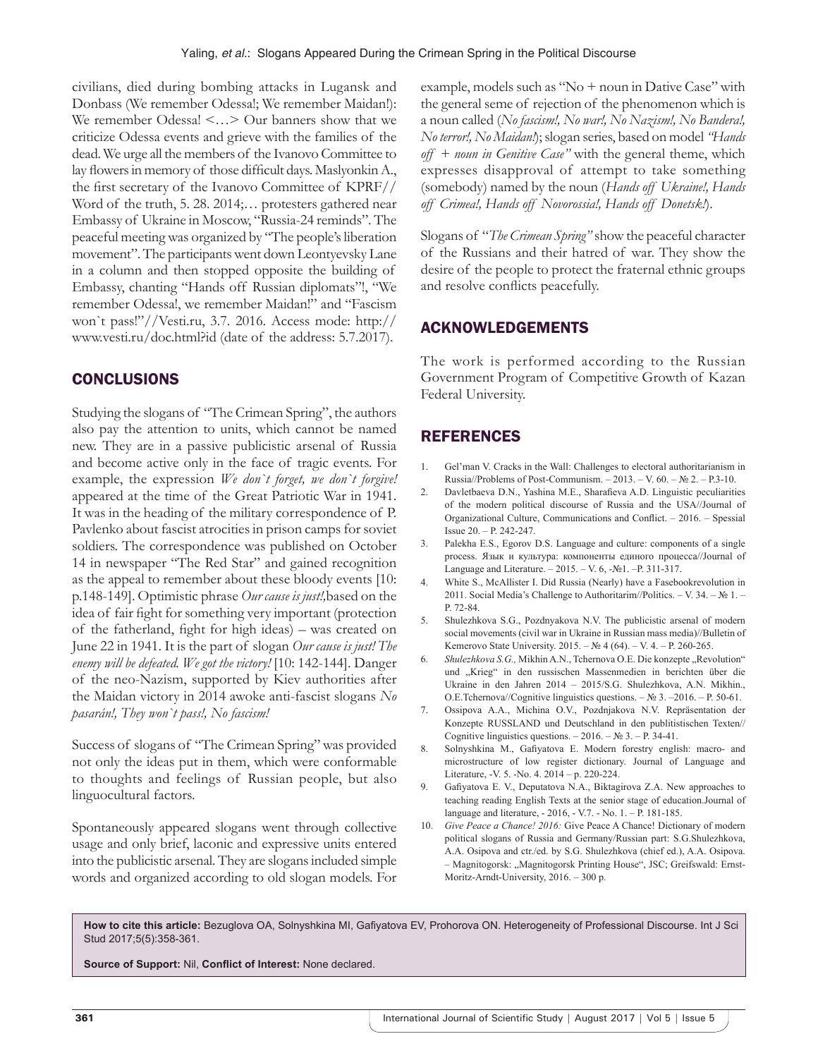civilians, died during bombing attacks in Lugansk and Donbass (We remember Odessa!; We remember Maidan!): We remember Odessa! <…> Our banners show that we criticize Odessa events and grieve with the families of the dead. We urge all the members of the Ivanovo Committee to lay flowers in memory of those difficult days. Maslyonkin A., the first secretary of the Ivanovo Committee of KPRF// Word of the truth, 5. 28. 2014;… protesters gathered near Embassy of Ukraine in Moscow, "Russia-24 reminds". The peaceful meeting was organized by "The people's liberation movement". The participants went down Leontyevsky Lane in a column and then stopped opposite the building of Embassy, chanting "Hands off Russian diplomats"!, "We remember Odessa!, we remember Maidan!" and "Fascism won`t pass!"//Vesti.ru, 3.7. 2016. Access mode: http://www.vesti.ru/doc.html?id (date of the address: 5.7.2017).

## CONCLUSIONS

Studying the slogans of "The Crimean Spring", the authors also pay the attention to units, which cannot be named new. They are in a passive publicistic arsenal of Russia and become active only in the face of tragic events. For example, the expression *We don`t forget, we don`t forgive!* appeared at the time of the Great Patriotic War in 1941. It was in the heading of the military correspondence of P. Pavlenko about fascist atrocities in prison camps for soviet soldiers. The correspondence was published on October 14 in newspaper "The Red Star" and gained recognition as the appeal to remember about these bloody events [10: p.148-149]. Optimistic phrase *Our cause is just!*,based on the idea of fair fight for something very important (protection of the fatherland, fight for high ideas) – was created on June 22 in 1941. It is the part of slogan *Our cause is just! The enemy will be defeated. We got the victory!* [10: 142-144]. Danger of the neo-Nazism, supported by Kiev authorities after the Maidan victory in 2014 awoke anti-fascist slogans *No pasarán!, They won`t pass!, No fascism!*

Success of slogans of "The Crimean Spring" was provided not only the ideas put in them, which were conformable to thoughts and feelings of Russian people, but also linguocultural factors.

Spontaneously appeared slogans went through collective usage and only brief, laconic and expressive units entered into the publicistic arsenal. They are slogans included simple words and organized according to old slogan models. For example, models such as "No + noun in Dative Case" with the general seme of rejection of the phenomenon which is a noun called (*No fascism!, No war!, No Nazism!, No Bandera!, No terror!, No Maidan!*); slogan series, based on model *"Hands off + noun in Genitive Case"* with the general theme, which expresses disapproval of attempt to take something (somebody) named by the noun (*Hands off Ukraine!, Hands off Crimea!, Hands off Novorossia!, Hands off Donetsk!*).

Slogans of "*The Crimean Spring"* show the peaceful character of the Russians and their hatred of war. They show the desire of the people to protect the fraternal ethnic groups and resolve conflicts peacefully.

## ACKNOWLEDGEMENTS

The work is performed according to the Russian Government Program of Competitive Growth of Kazan Federal University.

## REFERENCES

1. Gel'man V. Cracks in the Wall: Challenges to electoral authoritarianism in Russia//Problems of Post-Communism. – 2013. – V. 60. – № 2. – P.3-10.
2. Davletbaeva D.N., Yashina M.E., Sharafieva A.D. Linguistic peculiarities of the modern political discourse of Russia and the USA//Journal of Organizational Culture, Communications and Conflict. – 2016. – Spessial Issue 20. – P. 242-247.
3. Palekha E.S., Egorov D.S. Language and culture: components of a single process. Язык и культура: компоненты единого процесса//Journal of Language and Literature. – 2015. – V. 6, -№1. –P. 311-317.
4. White S., McAllister I. Did Russia (Nearly) have a Fasebookrevolution in 2011. Social Media's Challenge to Authoritarim//Politics. – V. 34. – № 1. – P. 72-84.
5. Shulezhkova S.G., Pozdnyakova N.V. The publicistic arsenal of modern social movements (civil war in Ukraine in Russian mass media)//Bulletin of Kemerovo State University. 2015. – № 4 (64). – V. 4. – P. 260-265.
6. *Shulezhkova S.G.,* Mikhin A.N., Tchernova O.E. Die konzepte „Revolution" und „Krieg" in den russischen Massenmedien in berichten über die Ukraine in den Jahren 2014 – 2015/S.G. Shulezhkova, A.N. Mikhin., O.E.Tchernova//Cognitive linguistics questions. – № 3. –2016. – P. 50-61.
7. Ossipova A.A., Michina O.V., Pozdnjakova N.V. Repräsentation der Konzepte RUSSLAND und Deutschland in den publitistischen Texten// Cognitive linguistics questions. – 2016. – № 3. – P. 34-41.
8. Solnyshkina M., Gafiyatova E. Modern forestry english: macro- and microstructure of low register dictionary. Journal of Language and Literature, -V. 5. -No. 4. 2014 – p. 220-224.
9. Gafiyatova E. V., Deputatova N.A., Biktagirova Z.A. New approaches to teaching reading English Texts at the senior stage of education.Journal of language and literature, - 2016, - V.7. - No. 1. – P. 181-185.
10. *Give Peace a Chance! 2016:* Give Peace A Chance! Dictionary of modern political slogans of Russia and Germany/Russian part: S.G.Shulezhkova, A.A. Osipova and ctr./ed. by S.G. Shulezhkova (chief ed.), A.A. Osipova. – Magnitogorsk: „Magnitogorsk Printing House", JSC; Greifswald: Ernst-Moritz-Arndt-University, 2016. – 300 p.

**How to cite this article:** Bezuglova OA, Solnyshkina MI, Gafiyatova EV, Prohorova ON. Heterogeneity of Professional Discourse. Int J Sci Stud 2017;5(5):358-361.

**Source of Support:** Nil, **Conflict of Interest:** None declared.